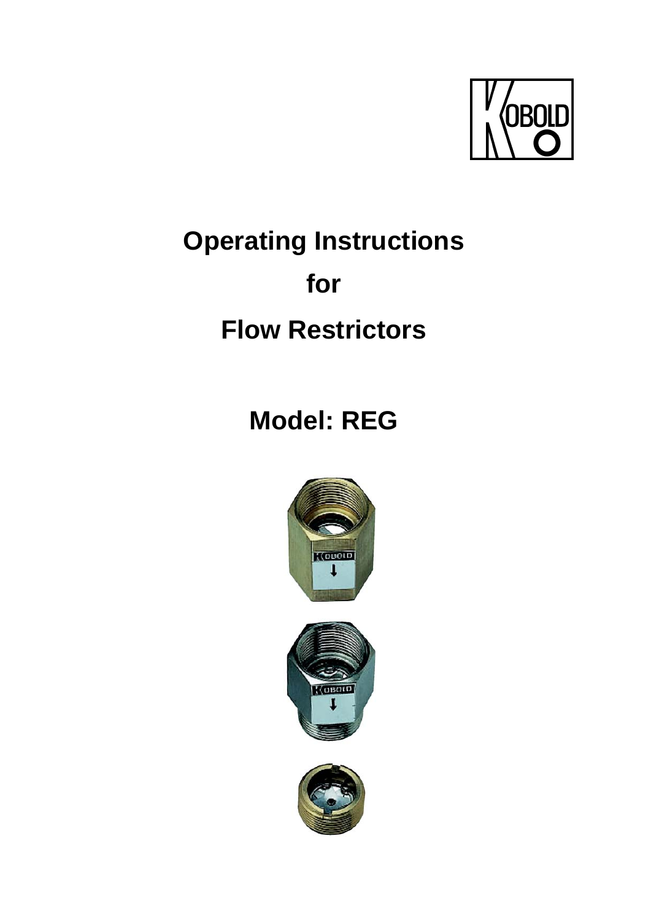# Operating Instructions

# for

# Flow Restrictors

## Model: REG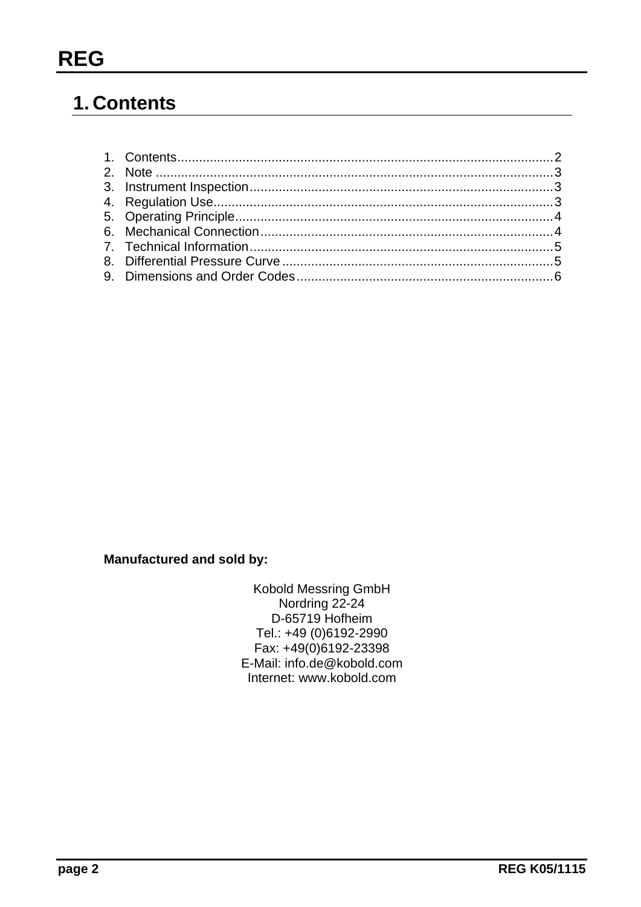# 1. Contents

1. Contents........................................................................................................2
2. Note ..............................................................................................................3
3. Instrument Inspection....................................................................................3
4. Regulation Use..............................................................................................3
5. Operating Principle........................................................................................4
6. Mechanical Connection.................................................................................4
7. Technical Information....................................................................................5
8. Differential Pressure Curve...........................................................................5
9. Dimensions and Order Codes.......................................................................6

**Manufactured and sold by:**

Kobold Messring GmbH
Nordring 22-24
D-65719 Hofheim
Tel.: +49 (0)6192-2990
Fax: +49(0)6192-23398
E-Mail: info.de@kobold.com
Internet: www.kobold.com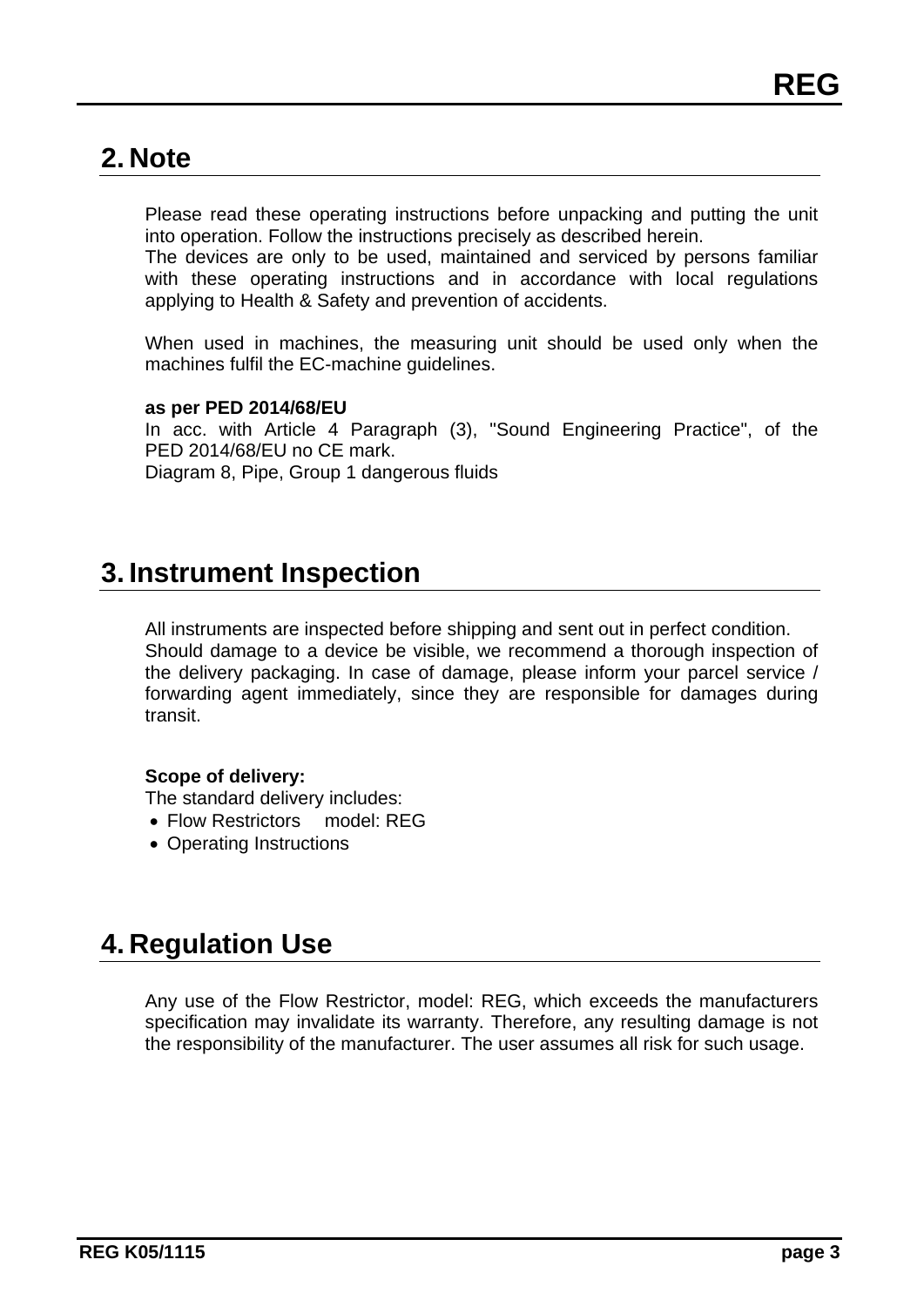## 2. Note

Please read these operating instructions before unpacking and putting the unit into operation. Follow the instructions precisely as described herein.
The devices are only to be used, maintained and serviced by persons familiar with these operating instructions and in accordance with local regulations applying to Health & Safety and prevention of accidents.

When used in machines, the measuring unit should be used only when the machines fulfil the EC-machine guidelines.

**as per PED 2014/68/EU**
In acc. with Article 4 Paragraph (3), "Sound Engineering Practice", of the PED 2014/68/EU no CE mark.
Diagram 8, Pipe, Group 1 dangerous fluids

## 3. Instrument Inspection

All instruments are inspected before shipping and sent out in perfect condition.
Should damage to a device be visible, we recommend a thorough inspection of the delivery packaging. In case of damage, please inform your parcel service / forwarding agent immediately, since they are responsible for damages during transit.

**Scope of delivery:**
The standard delivery includes:

- Flow Restrictors model: REG
- Operating Instructions

## 4. Regulation Use

Any use of the Flow Restrictor, model: REG, which exceeds the manufacturers specification may invalidate its warranty. Therefore, any resulting damage is not the responsibility of the manufacturer. The user assumes all risk for such usage.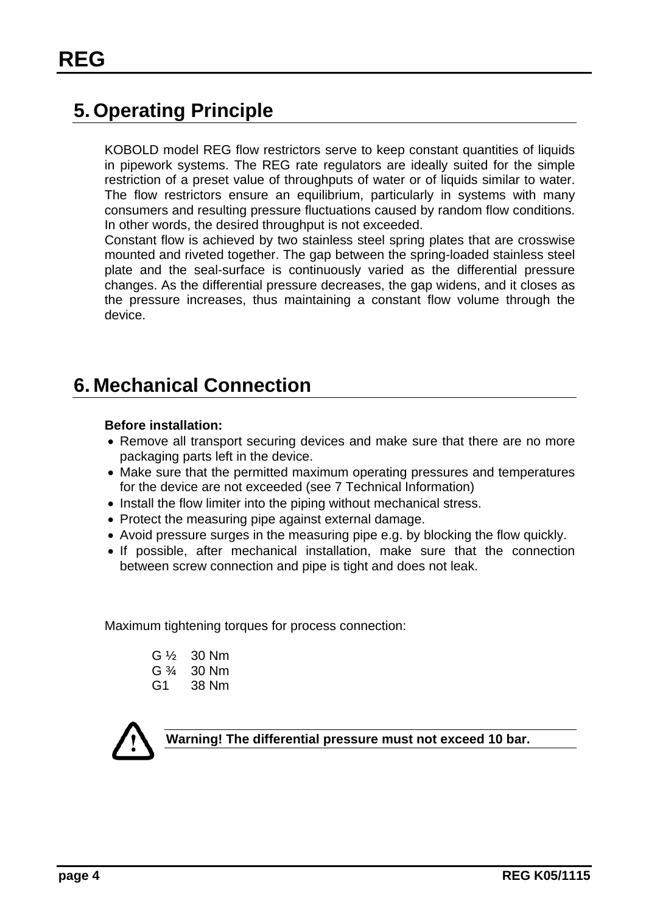## 5. Operating Principle

KOBOLD model REG flow restrictors serve to keep constant quantities of liquids in pipework systems. The REG rate regulators are ideally suited for the simple restriction of a preset value of throughputs of water or of liquids similar to water. The flow restrictors ensure an equilibrium, particularly in systems with many consumers and resulting pressure fluctuations caused by random flow conditions. In other words, the desired throughput is not exceeded.
Constant flow is achieved by two stainless steel spring plates that are crosswise mounted and riveted together. The gap between the spring-loaded stainless steel plate and the seal-surface is continuously varied as the differential pressure changes. As the differential pressure decreases, the gap widens, and it closes as the pressure increases, thus maintaining a constant flow volume through the device.

## 6. Mechanical Connection

**Before installation:**

- Remove all transport securing devices and make sure that there are no more packaging parts left in the device.
- Make sure that the permitted maximum operating pressures and temperatures for the device are not exceeded (see 7 Technical Information)
- Install the flow limiter into the piping without mechanical stress.
- Protect the measuring pipe against external damage.
- Avoid pressure surges in the measuring pipe e.g. by blocking the flow quickly.
- If possible, after mechanical installation, make sure that the connection between screw connection and pipe is tight and does not leak.

Maximum tightening torques for process connection:

G ½ 30 Nm
G ¾ 30 Nm
G1 38 Nm

**Warning! The differential pressure must not exceed 10 bar.**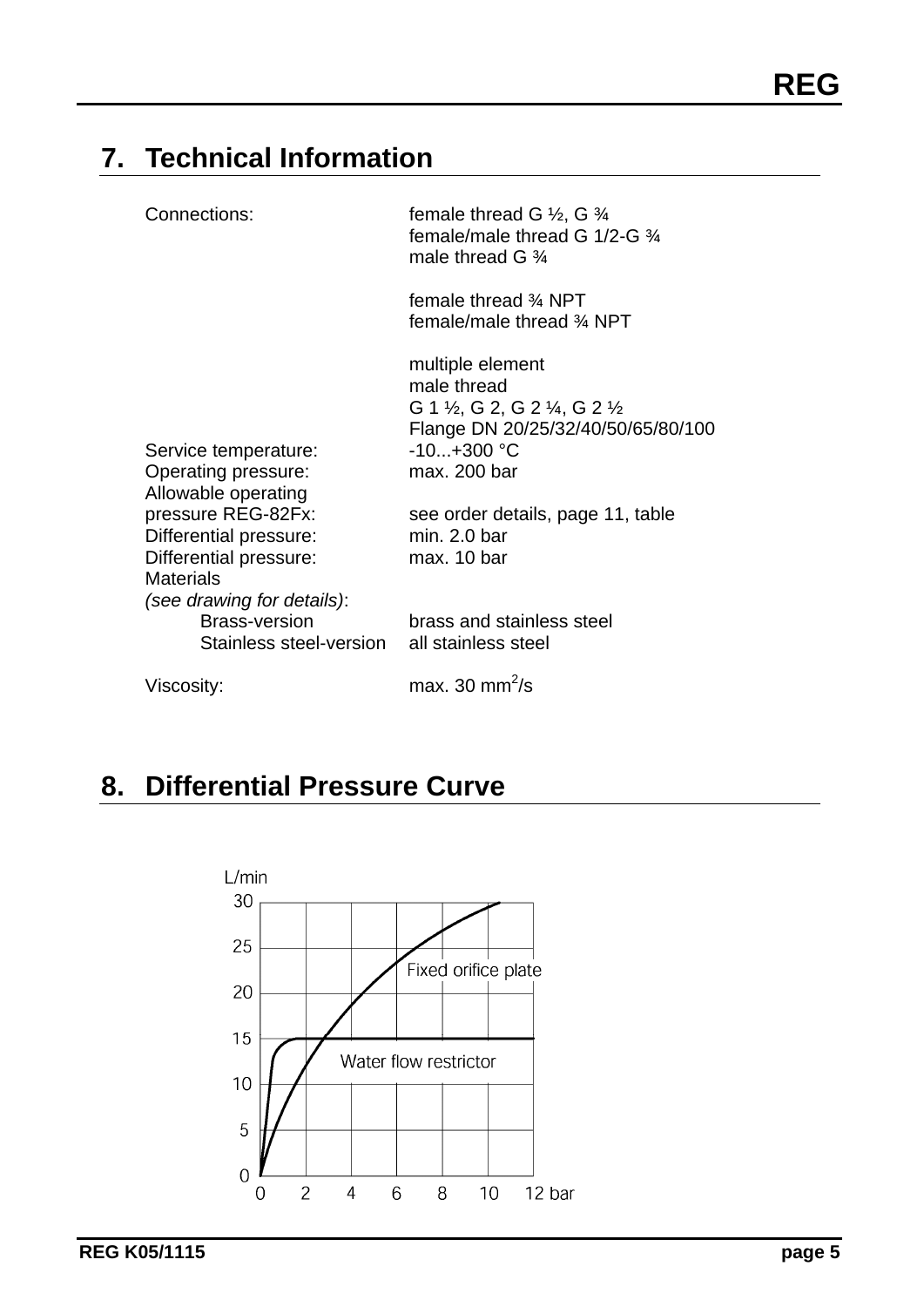## 7. Technical Information

| | |
|---|---|
| Connections: | female thread G ½, G ¾<br>female/male thread G 1/2-G ¾<br>male thread G ¾<br><br>female thread ¾ NPT<br>female/male thread ¾ NPT<br><br>multiple element<br>male thread<br>G 1 ½, G 2, G 2 ¼, G 2 ½<br>Flange DN 20/25/32/40/50/65/80/100 |
| Service temperature: | -10...+300 °C |
| Operating pressure: | max. 200 bar |
| Allowable operating pressure REG-82Fx: | see order details, page 11, table |
| Differential pressure: | min. 2.0 bar |
| Differential pressure: | max. 10 bar |
| Materials *(see drawing for details)*: | |
| Brass-version | brass and stainless steel |
| Stainless steel-version | all stainless steel |
| Viscosity: | max. 30 $mm^2/s$ |

## 8. Differential Pressure Curve

L/min

30
25
20
15
10
5
0

Fixed orifice plate

Water flow restrictor

0 2 4 6 8 10 12 bar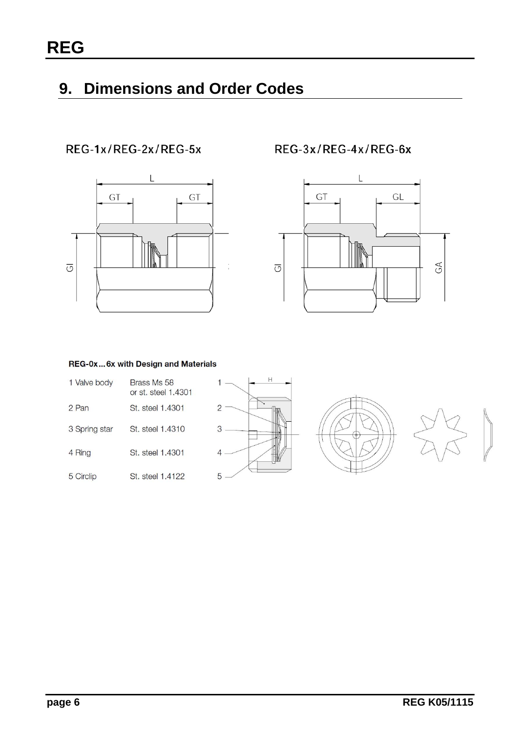## 9. Dimensions and Order Codes

REG-1x/REG-2x/REG-5x

REG-3x/REG-4x/REG-6x

**REG-0x...6x with Design and Materials**

| | |
|---|---|
| 1 Valve body | Brass Ms 58 or st. steel 1.4301 |
| 2 Pan | St. steel 1.4301 |
| 3 Spring star | St. steel 1.4310 |
| 4 Ring | St. steel 1.4301 |
| 5 Circlip | St. steel 1.4122 |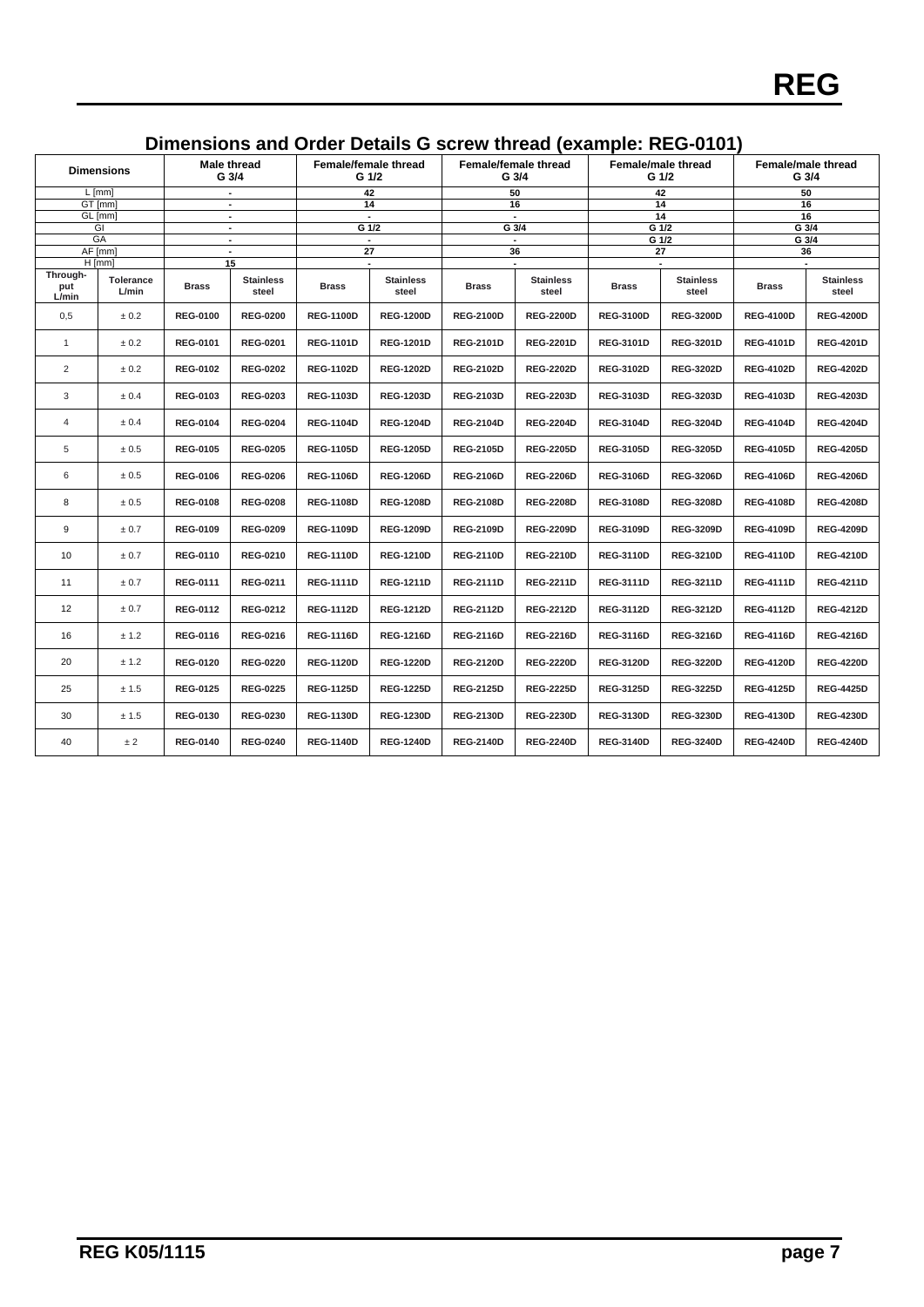## Dimensions and Order Details G screw thread (example: REG-0101)

| Dimensions | | Male thread G 3/4 | | Female/female thread G 1/2 | | Female/female thread G 3/4 | | Female/male thread G 1/2 | | Female/male thread G 3/4 | |
|---|---|---|---|---|---|---|---|---|---|---|---|
| L [mm] | | - | | 42 | | 50 | | 42 | | 50 | |
| GT [mm] | | - | | 14 | | 16 | | 14 | | 16 | |
| GL [mm] | | - | | - | | - | | 14 | | 16 | |
| GI | | - | | G 1/2 | | G 3/4 | | G 1/2 | | G 3/4 | |
| GA | | - | | - | | - | | G 1/2 | | G 3/4 | |
| AF [mm] | | - | | 27 | | 36 | | 27 | | 36 | |
| H [mm] | | 15 | | - | | - | | - | | - | |
| Through-put L/min | Tolerance L/min | Brass | Stainless steel | Brass | Stainless steel | Brass | Stainless steel | Brass | Stainless steel | Brass | Stainless steel |
| 0,5 | ± 0.2 | REG-0100 | REG-0200 | REG-1100D | REG-1200D | REG-2100D | REG-2200D | REG-3100D | REG-3200D | REG-4100D | REG-4200D |
| 1 | ± 0.2 | REG-0101 | REG-0201 | REG-1101D | REG-1201D | REG-2101D | REG-2201D | REG-3101D | REG-3201D | REG-4101D | REG-4201D |
| 2 | ± 0.2 | REG-0102 | REG-0202 | REG-1102D | REG-1202D | REG-2102D | REG-2202D | REG-3102D | REG-3202D | REG-4102D | REG-4202D |
| 3 | ± 0.4 | REG-0103 | REG-0203 | REG-1103D | REG-1203D | REG-2103D | REG-2203D | REG-3103D | REG-3203D | REG-4103D | REG-4203D |
| 4 | ± 0.4 | REG-0104 | REG-0204 | REG-1104D | REG-1204D | REG-2104D | REG-2204D | REG-3104D | REG-3204D | REG-4104D | REG-4204D |
| 5 | ± 0.5 | REG-0105 | REG-0205 | REG-1105D | REG-1205D | REG-2105D | REG-2205D | REG-3105D | REG-3205D | REG-4105D | REG-4205D |
| 6 | ± 0.5 | REG-0106 | REG-0206 | REG-1106D | REG-1206D | REG-2106D | REG-2206D | REG-3106D | REG-3206D | REG-4106D | REG-4206D |
| 8 | ± 0.5 | REG-0108 | REG-0208 | REG-1108D | REG-1208D | REG-2108D | REG-2208D | REG-3108D | REG-3208D | REG-4108D | REG-4208D |
| 9 | ± 0.7 | REG-0109 | REG-0209 | REG-1109D | REG-1209D | REG-2109D | REG-2209D | REG-3109D | REG-3209D | REG-4109D | REG-4209D |
| 10 | ± 0.7 | REG-0110 | REG-0210 | REG-1110D | REG-1210D | REG-2110D | REG-2210D | REG-3110D | REG-3210D | REG-4110D | REG-4210D |
| 11 | ± 0.7 | REG-0111 | REG-0211 | REG-1111D | REG-1211D | REG-2111D | REG-2211D | REG-3111D | REG-3211D | REG-4111D | REG-4211D |
| 12 | ± 0.7 | REG-0112 | REG-0212 | REG-1112D | REG-1212D | REG-2112D | REG-2212D | REG-3112D | REG-3212D | REG-4112D | REG-4212D |
| 16 | ± 1.2 | REG-0116 | REG-0216 | REG-1116D | REG-1216D | REG-2116D | REG-2216D | REG-3116D | REG-3216D | REG-4116D | REG-4216D |
| 20 | ± 1.2 | REG-0120 | REG-0220 | REG-1120D | REG-1220D | REG-2120D | REG-2220D | REG-3120D | REG-3220D | REG-4120D | REG-4220D |
| 25 | ± 1.5 | REG-0125 | REG-0225 | REG-1125D | REG-1225D | REG-2125D | REG-2225D | REG-3125D | REG-3225D | REG-4125D | REG-4425D |
| 30 | ± 1.5 | REG-0130 | REG-0230 | REG-1130D | REG-1230D | REG-2130D | REG-2230D | REG-3130D | REG-3230D | REG-4130D | REG-4230D |
| 40 | ± 2 | REG-0140 | REG-0240 | REG-1140D | REG-1240D | REG-2140D | REG-2240D | REG-3140D | REG-3240D | REG-4240D | REG-4240D |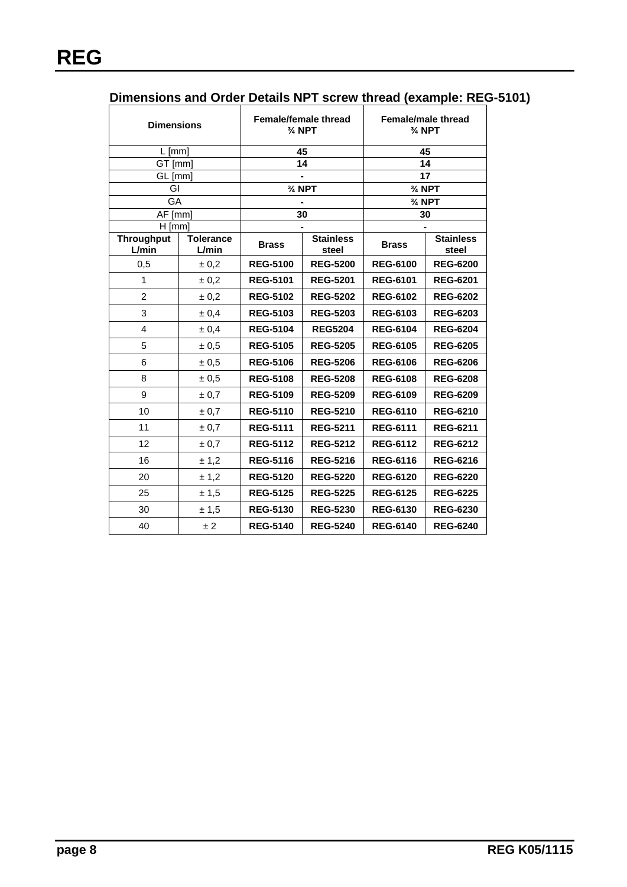## Dimensions and Order Details NPT screw thread (example: REG-5101)

| Dimensions | | Female/female thread ¾ NPT | | Female/male thread ¾ NPT | |
|---|---|---|---|---|---|
| L [mm] | | 45 | | 45 | |
| GT [mm] | | 14 | | 14 | |
| GL [mm] | | - | | 17 | |
| GI | | ¾ NPT | | ¾ NPT | |
| GA | | - | | ¾ NPT | |
| AF [mm] | | 30 | | 30 | |
| H [mm] | | - | | - | |
| **Throughput L/min** | **Tolerance L/min** | **Brass** | **Stainless steel** | **Brass** | **Stainless steel** |
| 0,5 | ± 0,2 | **REG-5100** | **REG-5200** | **REG-6100** | **REG-6200** |
| 1 | ± 0,2 | **REG-5101** | **REG-5201** | **REG-6101** | **REG-6201** |
| 2 | ± 0,2 | **REG-5102** | **REG-5202** | **REG-6102** | **REG-6202** |
| 3 | ± 0,4 | **REG-5103** | **REG-5203** | **REG-6103** | **REG-6203** |
| 4 | ± 0,4 | **REG-5104** | **REG5204** | **REG-6104** | **REG-6204** |
| 5 | ± 0,5 | **REG-5105** | **REG-5205** | **REG-6105** | **REG-6205** |
| 6 | ± 0,5 | **REG-5106** | **REG-5206** | **REG-6106** | **REG-6206** |
| 8 | ± 0,5 | **REG-5108** | **REG-5208** | **REG-6108** | **REG-6208** |
| 9 | ± 0,7 | **REG-5109** | **REG-5209** | **REG-6109** | **REG-6209** |
| 10 | ± 0,7 | **REG-5110** | **REG-5210** | **REG-6110** | **REG-6210** |
| 11 | ± 0,7 | **REG-5111** | **REG-5211** | **REG-6111** | **REG-6211** |
| 12 | ± 0,7 | **REG-5112** | **REG-5212** | **REG-6112** | **REG-6212** |
| 16 | ± 1,2 | **REG-5116** | **REG-5216** | **REG-6116** | **REG-6216** |
| 20 | ± 1,2 | **REG-5120** | **REG-5220** | **REG-6120** | **REG-6220** |
| 25 | ± 1,5 | **REG-5125** | **REG-5225** | **REG-6125** | **REG-6225** |
| 30 | ± 1,5 | **REG-5130** | **REG-5230** | **REG-6130** | **REG-6230** |
| 40 | ± 2 | **REG-5140** | **REG-5240** | **REG-6140** | **REG-6240** |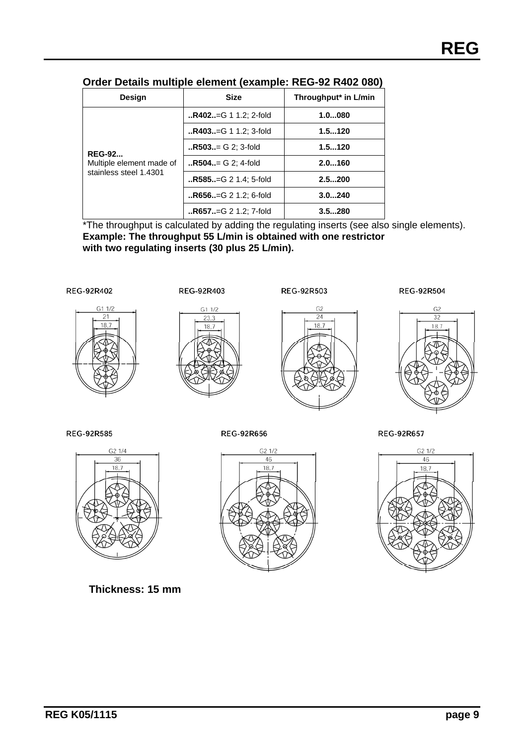## Order Details multiple element (example: REG-92 R402 080)

| Design | Size | Throughput* in L/min |
|---|---|---|
| **REG-92...** Multiple element made of stainless steel 1.4301 | **..R402..**=G 1 1.2; 2-fold | **1.0...080** |
| | **..R403..**=G 1 1.2; 3-fold | **1.5...120** |
| | **..R503..**= G 2; 3-fold | **1.5...120** |
| | **..R504..**= G 2; 4-fold | **2.0...160** |
| | **..R585..**=G 2 1.4; 5-fold | **2.5...200** |
| | **..R656..**=G 2 1.2; 6-fold | **3.0...240** |
| | **..R657..**=G 2 1.2; 7-fold | **3.5...280** |

*The throughput is calculated by adding the regulating inserts (see also single elements).
**Example: The throughput 55 L/min is obtained with one restrictor with two regulating inserts (30 plus 25 L/min).**

REG-92R402

G1 1/2, 21, 18.7

REG-92R403

G1 1/2, 23.3, 18.7

REG-92R503

G2, 24, 18.7

REG-92R504

G2, 32, 18.7

REG-92R585

G2 1/4, 36, 18.7

REG-92R656

G2 1/2, 46, 18.7

REG-92R657

G2 1/2, 46, 18.7

**Thickness: 15 mm**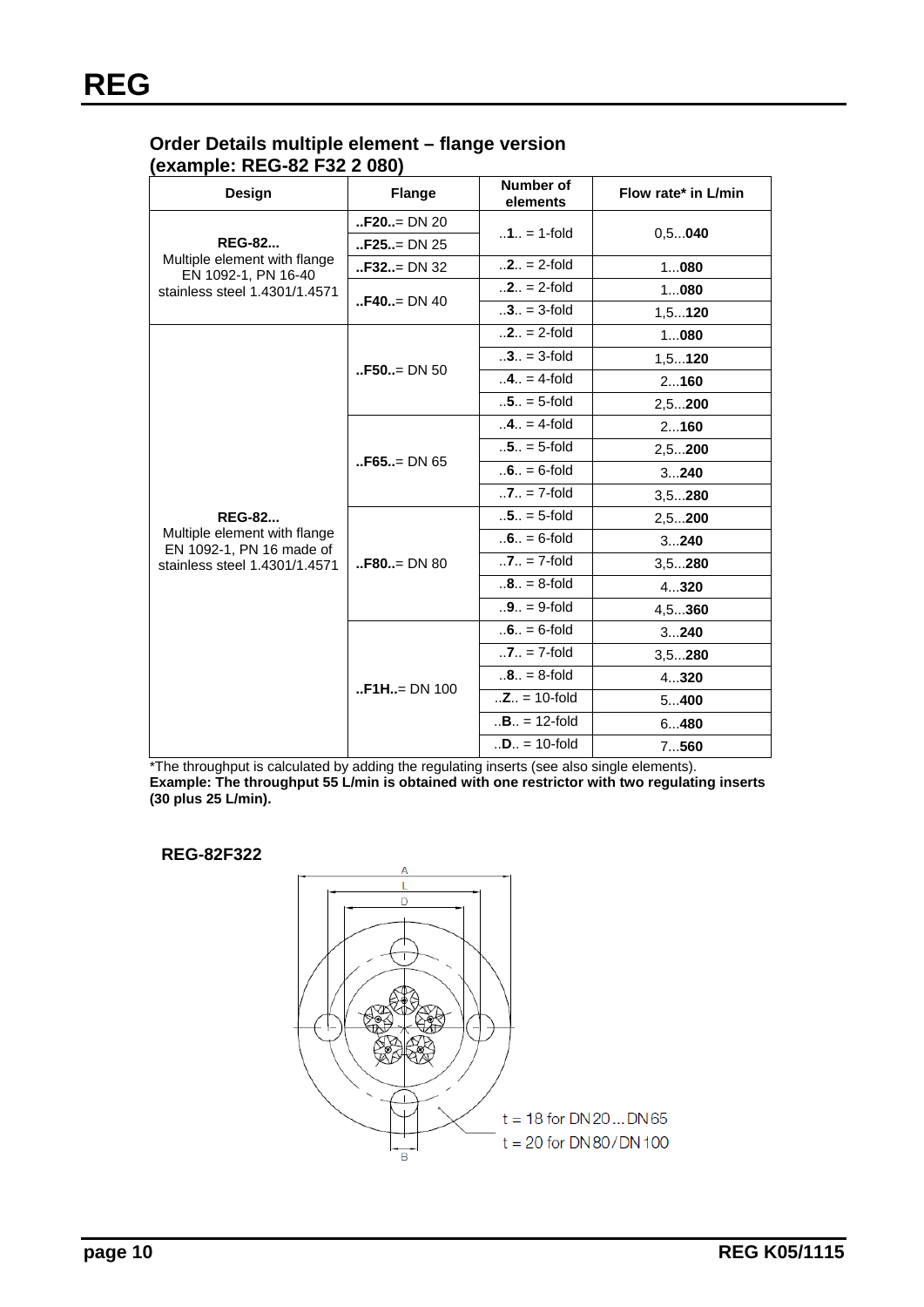## Order Details multiple element – flange version (example: REG-82 F32 2 080)

| Design | Flange | Number of elements | Flow rate* in L/min |
|---|---|---|---|
| **REG-82...** Multiple element with flange EN 1092-1, PN 16-40 stainless steel 1.4301/1.4571 | **..F20..**= DN 20 | ..**1**.. = 1-fold | 0,5...**040** |
| | **..F25..**= DN 25 | | |
| | **..F32..**= DN 32 | ..**2**.. = 2-fold | 1...**080** |
| | **..F40..**= DN 40 | ..**2**.. = 2-fold | 1...**080** |
| | | ..**3**.. = 3-fold | 1,5...**120** |
| **REG-82...** Multiple element with flange EN 1092-1, PN 16 made of stainless steel 1.4301/1.4571 | **..F50..**= DN 50 | ..**2**.. = 2-fold | 1...**080** |
| | | ..**3**.. = 3-fold | 1,5...**120** |
| | | ..**4**.. = 4-fold | 2...**160** |
| | | ..**5**.. = 5-fold | 2,5...**200** |
| | **..F65..**= DN 65 | ..**4**.. = 4-fold | 2...**160** |
| | | ..**5**.. = 5-fold | 2,5...**200** |
| | | ..**6**.. = 6-fold | 3...**240** |
| | | ..**7**.. = 7-fold | 3,5...**280** |
| | **..F80..**= DN 80 | ..**5**.. = 5-fold | 2,5...**200** |
| | | ..**6**.. = 6-fold | 3...**240** |
| | | ..**7**.. = 7-fold | 3,5...**280** |
| | | ..**8**.. = 8-fold | 4...**320** |
| | | ..**9**.. = 9-fold | 4,5...**360** |
| | **..F1H..**= DN 100 | ..**6**.. = 6-fold | 3...**240** |
| | | ..**7**.. = 7-fold | 3,5...**280** |
| | | ..**8**.. = 8-fold | 4...**320** |
| | | ..**Z**.. = 10-fold | 5...**400** |
| | | ..**B**.. = 12-fold | 6...**480** |
| | | ..**D**.. = 10-fold | 7...**560** |

*The throughput is calculated by adding the regulating inserts (see also single elements).
**Example: The throughput 55 L/min is obtained with one restrictor with two regulating inserts (30 plus 25 L/min).**

**REG-82F322**

A
L
D
t = 18 for DN20 ... DN65
t = 20 for DN80/DN100
B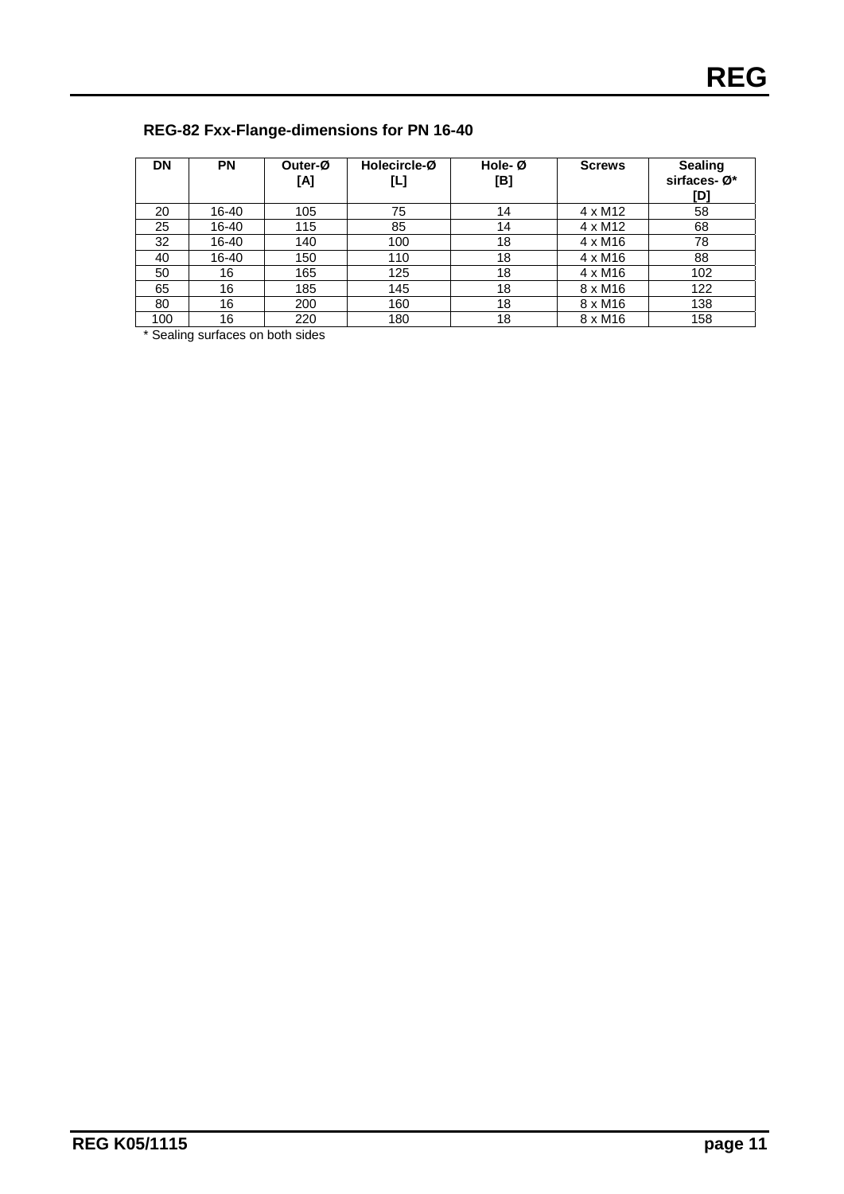## REG-82 Fxx-Flange-dimensions for PN 16-40

| DN | PN | Outer-Ø [A] | Holecircle-Ø [L] | Hole- Ø [B] | Screws | Sealing sirfaces- Ø* [D] |
|---|---|---|---|---|---|---|
| 20 | 16-40 | 105 | 75 | 14 | 4 x M12 | 58 |
| 25 | 16-40 | 115 | 85 | 14 | 4 x M12 | 68 |
| 32 | 16-40 | 140 | 100 | 18 | 4 x M16 | 78 |
| 40 | 16-40 | 150 | 110 | 18 | 4 x M16 | 88 |
| 50 | 16 | 165 | 125 | 18 | 4 x M16 | 102 |
| 65 | 16 | 185 | 145 | 18 | 8 x M16 | 122 |
| 80 | 16 | 200 | 160 | 18 | 8 x M16 | 138 |
| 100 | 16 | 220 | 180 | 18 | 8 x M16 | 158 |

* Sealing surfaces on both sides